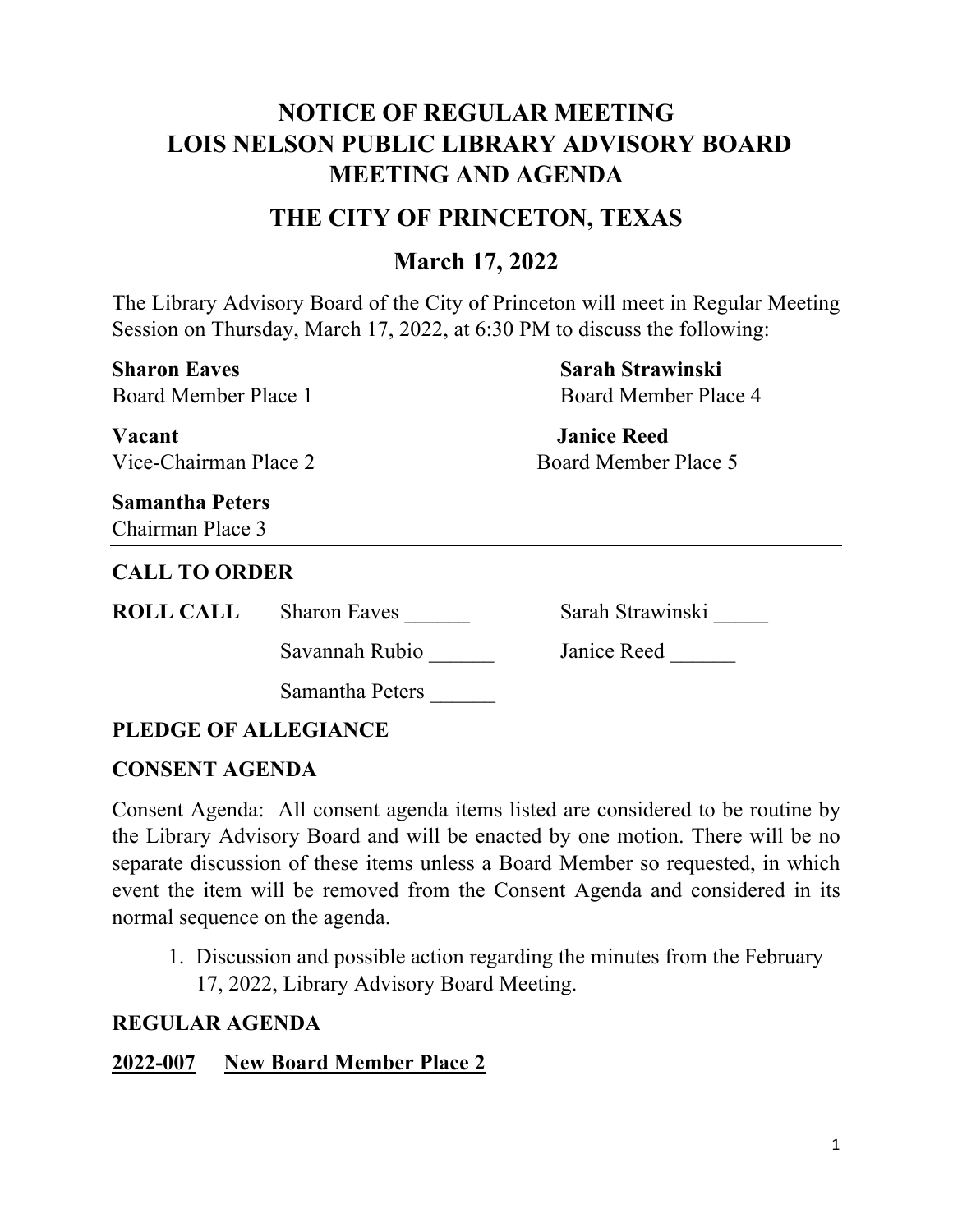# NOTICE OF REGULAR MEETING
# LOIS NELSON PUBLIC LIBRARY ADVISORY BOARD MEETING AND AGENDA

## THE CITY OF PRINCETON, TEXAS

## March 17, 2022

The Library Advisory Board of the City of Princeton will meet in Regular Meeting Session on Thursday, March 17, 2022, at 6:30 PM to discuss the following:

**Sharon Eaves**
Board Member Place 1

**Vacant**
Vice-Chairman Place 2

**Samantha Peters**
Chairman Place 3

**Sarah Strawinski**
Board Member Place 4

**Janice Reed**
Board Member Place 5

---

**CALL TO ORDER**

**ROLL CALL**

Sharon Eaves ______
Savannah Rubio ______
Samantha Peters ______
Sarah Strawinski _____
Janice Reed ______

**PLEDGE OF ALLEGIANCE**

**CONSENT AGENDA**

Consent Agenda: All consent agenda items listed are considered to be routine by the Library Advisory Board and will be enacted by one motion. There will be no separate discussion of these items unless a Board Member so requested, in which event the item will be removed from the Consent Agenda and considered in its normal sequence on the agenda.

1. Discussion and possible action regarding the minutes from the February 17, 2022, Library Advisory Board Meeting.

**REGULAR AGENDA**

**<u>2022-007 New Board Member Place 2</u>**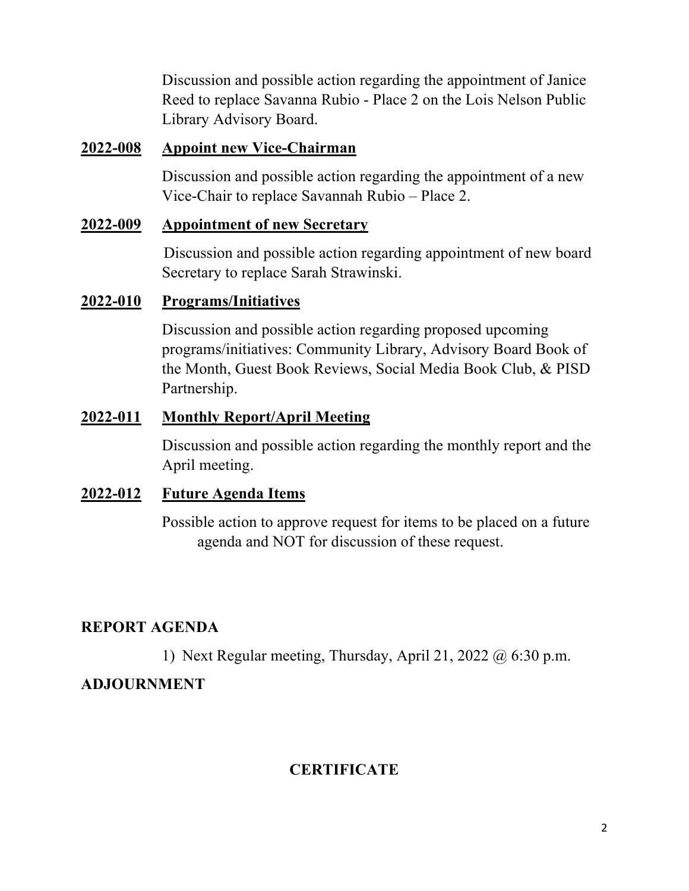Discussion and possible action regarding the appointment of Janice Reed to replace Savanna Rubio - Place 2 on the Lois Nelson Public Library Advisory Board.

**2022-008 Appoint new Vice-Chairman**

Discussion and possible action regarding the appointment of a new Vice-Chair to replace Savannah Rubio – Place 2.

**2022-009 Appointment of new Secretary**

Discussion and possible action regarding appointment of new board Secretary to replace Sarah Strawinski.

**2022-010 Programs/Initiatives**

Discussion and possible action regarding proposed upcoming programs/initiatives: Community Library, Advisory Board Book of the Month, Guest Book Reviews, Social Media Book Club, & PISD Partnership.

**2022-011 Monthly Report/April Meeting**

Discussion and possible action regarding the monthly report and the April meeting.

**2022-012 Future Agenda Items**

Possible action to approve request for items to be placed on a future agenda and NOT for discussion of these request.

## REPORT AGENDA

1) Next Regular meeting, Thursday, April 21, 2022 @ 6:30 p.m.

## ADJOURNMENT

## CERTIFICATE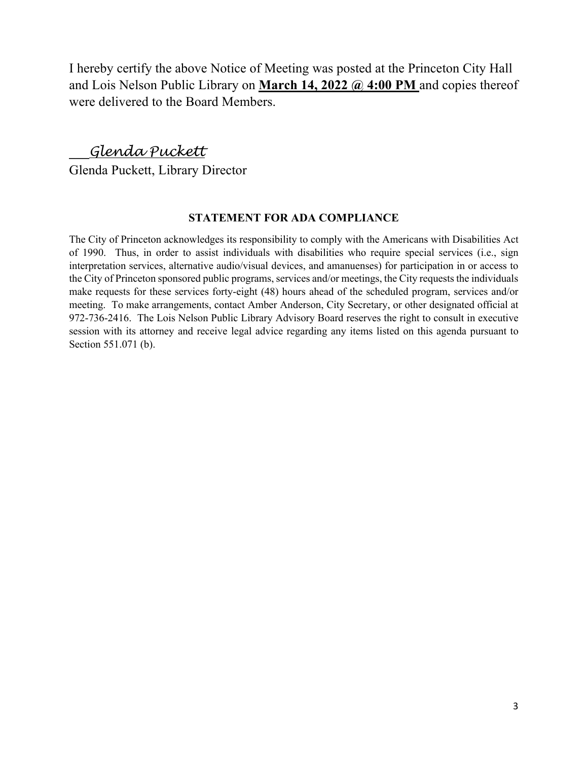I hereby certify the above Notice of Meeting was posted at the Princeton City Hall and Lois Nelson Public Library on **March 14, 2022 @ 4:00 PM** and copies thereof were delivered to the Board Members.

*Glenda Puckett*

Glenda Puckett, Library Director

**STATEMENT FOR ADA COMPLIANCE**

The City of Princeton acknowledges its responsibility to comply with the Americans with Disabilities Act of 1990. Thus, in order to assist individuals with disabilities who require special services (i.e., sign interpretation services, alternative audio/visual devices, and amanuenses) for participation in or access to the City of Princeton sponsored public programs, services and/or meetings, the City requests the individuals make requests for these services forty-eight (48) hours ahead of the scheduled program, services and/or meeting. To make arrangements, contact Amber Anderson, City Secretary, or other designated official at 972-736-2416. The Lois Nelson Public Library Advisory Board reserves the right to consult in executive session with its attorney and receive legal advice regarding any items listed on this agenda pursuant to Section 551.071 (b).